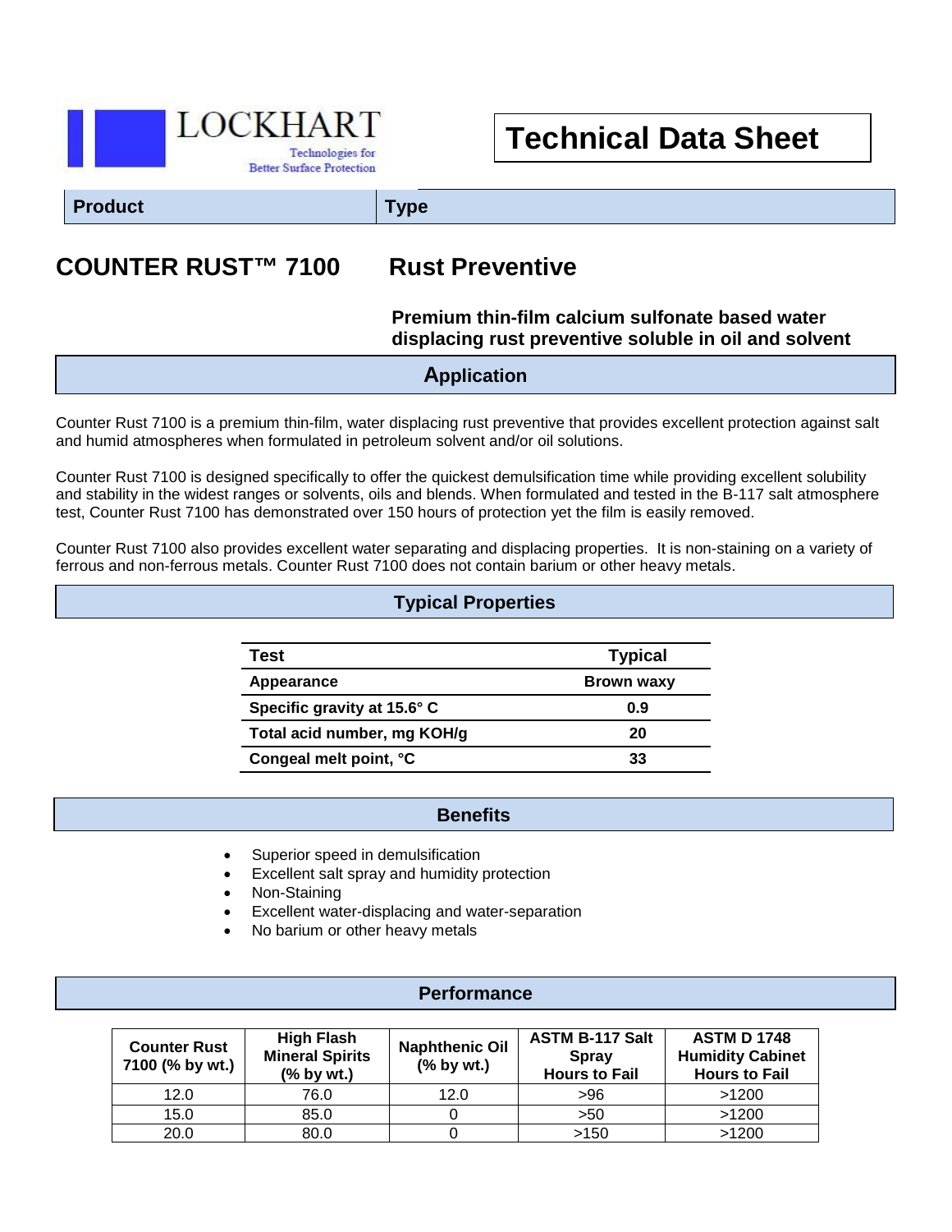LOCKHART

Technologies for Better Surface Protection

# Technical Data Sheet

| Product | Type |
| --- | --- |

## COUNTER RUST™ 7100 — Rust Preventive

**Premium thin-film calcium sulfonate based water displacing rust preventive soluble in oil and solvent**

## Application

Counter Rust 7100 is a premium thin-film, water displacing rust preventive that provides excellent protection against salt and humid atmospheres when formulated in petroleum solvent and/or oil solutions.

Counter Rust 7100 is designed specifically to offer the quickest demulsification time while providing excellent solubility and stability in the widest ranges or solvents, oils and blends. When formulated and tested in the B-117 salt atmosphere test, Counter Rust 7100 has demonstrated over 150 hours of protection yet the film is easily removed.

Counter Rust 7100 also provides excellent water separating and displacing properties. It is non-staining on a variety of ferrous and non-ferrous metals. Counter Rust 7100 does not contain barium or other heavy metals.

## Typical Properties

| Test | Typical |
| --- | --- |
| Appearance | Brown waxy |
| Specific gravity at 15.6° C | 0.9 |
| Total acid number, mg KOH/g | 20 |
| Congeal melt point, °C | 33 |

## Benefits

- Superior speed in demulsification
- Excellent salt spray and humidity protection
- Non-Staining
- Excellent water-displacing and water-separation
- No barium or other heavy metals

## Performance

| Counter Rust 7100 (% by wt.) | High Flash Mineral Spirits (% by wt.) | Naphthenic Oil (% by wt.) | ASTM B-117 Salt Spray Hours to Fail | ASTM D 1748 Humidity Cabinet Hours to Fail |
| --- | --- | --- | --- | --- |
| 12.0 | 76.0 | 12.0 | >96 | >1200 |
| 15.0 | 85.0 | 0 | >50 | >1200 |
| 20.0 | 80.0 | 0 | >150 | >1200 |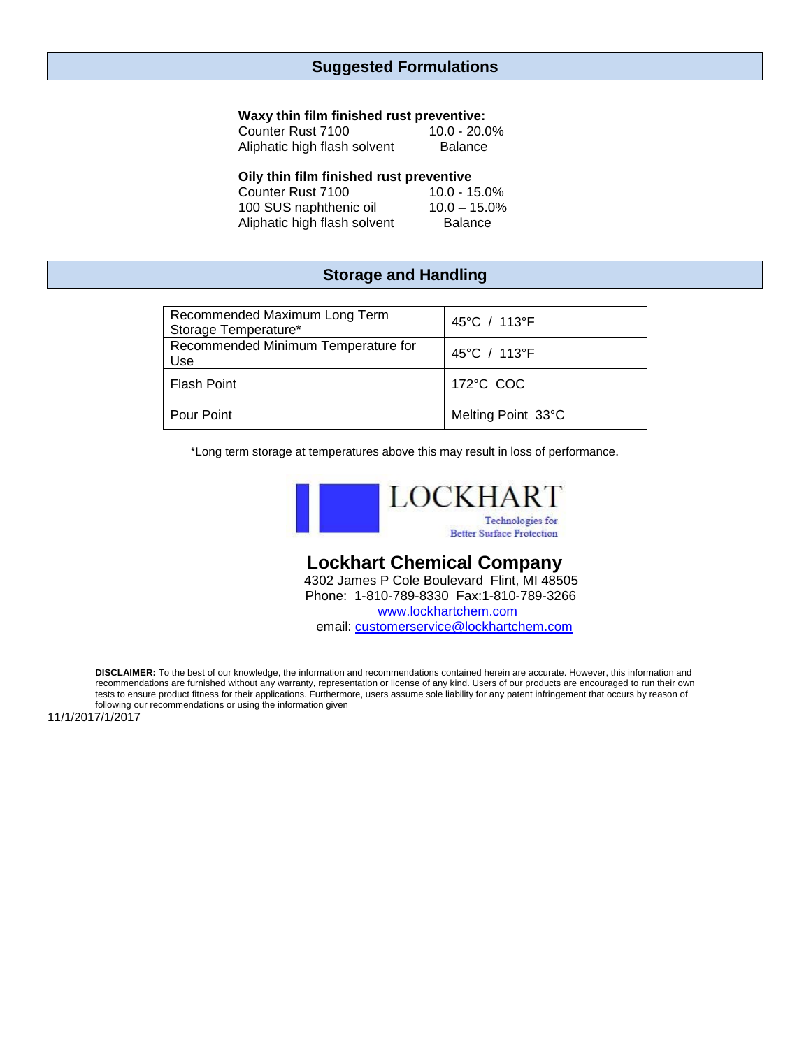## Suggested Formulations

**Waxy thin film finished rust preventive:**

| | |
|---|---|
| Counter Rust 7100 | 10.0 - 20.0% |
| Aliphatic high flash solvent | Balance |

**Oily thin film finished rust preventive**

| | |
|---|---|
| Counter Rust 7100 | 10.0 - 15.0% |
| 100 SUS naphthenic oil | 10.0 – 15.0% |
| Aliphatic high flash solvent | Balance |

## Storage and Handling

| | |
|---|---|
| Recommended Maximum Long Term Storage Temperature* | 45°C / 113°F |
| Recommended Minimum Temperature for Use | 45°C / 113°F |
| Flash Point | 172°C COC |
| Pour Point | Melting Point 33°C |

*Long term storage at temperatures above this may result in loss of performance.

LOCKHART
Technologies for Better Surface Protection

**Lockhart Chemical Company**
4302 James P Cole Boulevard Flint, MI 48505
Phone: 1-810-789-8330 Fax:1-810-789-3266
www.lockhartchem.com
email: customerservice@lockhartchem.com

**DISCLAIMER:** To the best of our knowledge, the information and recommendations contained herein are accurate. However, this information and recommendations are furnished without any warranty, representation or license of any kind. Users of our products are encouraged to run their own tests to ensure product fitness for their applications. Furthermore, users assume sole liability for any patent infringement that occurs by reason of following our recommendations or using the information given

11/1/2017/1/2017